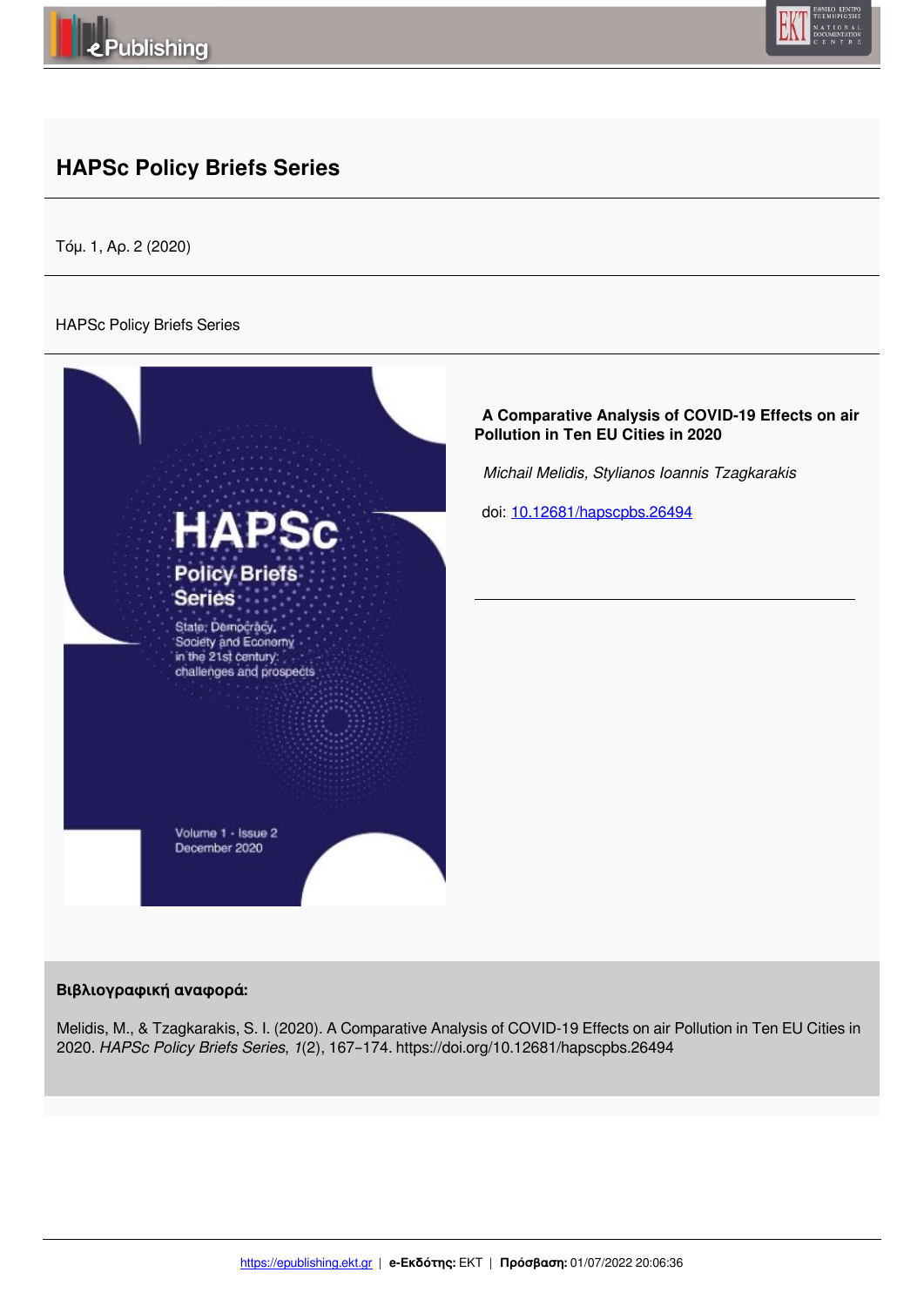# HAPSc Policy Briefs Series

Τόμ. 1, Αρ. 2 (2020)

HAPSc Policy Briefs Series

**A Comparative Analysis of COVID-19 Effects on air Pollution in Ten EU Cities in 2020**

*Michail Melidis, Stylianos Ioannis Tzagkarakis*

doi: [10.12681/hapscpbs.26494](https://doi.org/10.12681/hapscpbs.26494)

**Βιβλιογραφική αναφορά:**

Melidis, M., & Tzagkarakis, S. I. (2020). A Comparative Analysis of COVID-19 Effects on air Pollution in Ten EU Cities in 2020. *HAPSc Policy Briefs Series*, *1*(2), 167–174. https://doi.org/10.12681/hapscpbs.26494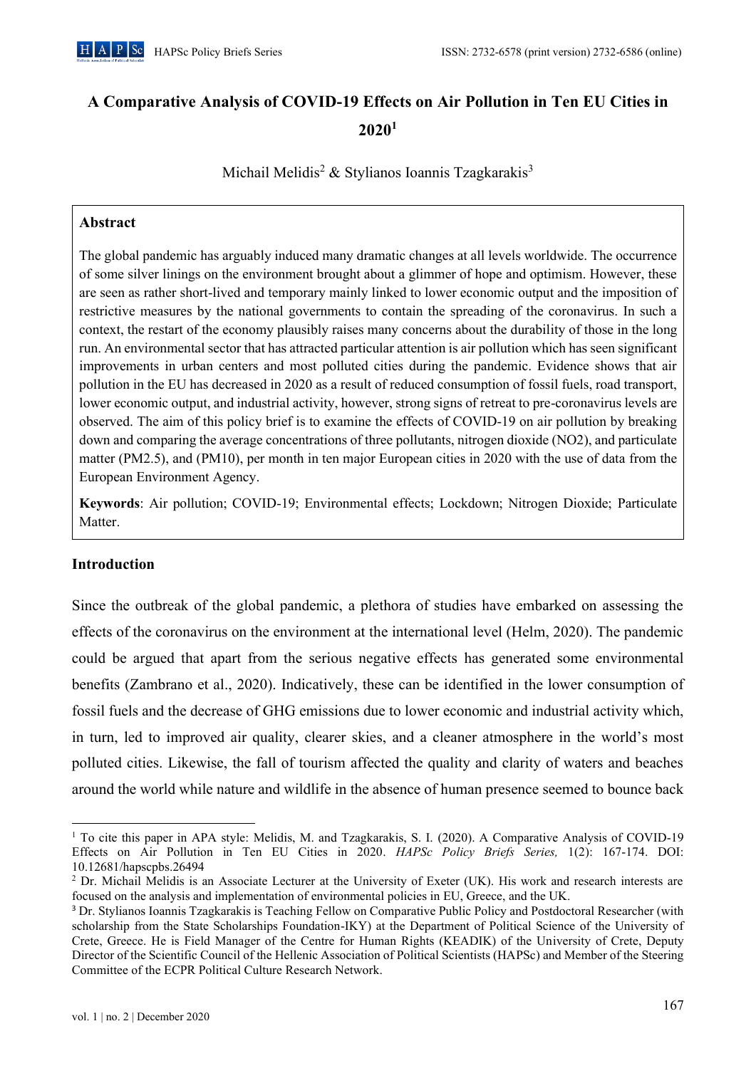# A Comparative Analysis of COVID-19 Effects on Air Pollution in Ten EU Cities in 2020[1]

Michail Melidis[2] & Stylianos Ioannis Tzagkarakis[3]

## Abstract

The global pandemic has arguably induced many dramatic changes at all levels worldwide. The occurrence of some silver linings on the environment brought about a glimmer of hope and optimism. However, these are seen as rather short-lived and temporary mainly linked to lower economic output and the imposition of restrictive measures by the national governments to contain the spreading of the coronavirus. In such a context, the restart of the economy plausibly raises many concerns about the durability of those in the long run. An environmental sector that has attracted particular attention is air pollution which has seen significant improvements in urban centers and most polluted cities during the pandemic. Evidence shows that air pollution in the EU has decreased in 2020 as a result of reduced consumption of fossil fuels, road transport, lower economic output, and industrial activity, however, strong signs of retreat to pre-coronavirus levels are observed. The aim of this policy brief is to examine the effects of COVID-19 on air pollution by breaking down and comparing the average concentrations of three pollutants, nitrogen dioxide ($NO_2$), and particulate matter ($PM_{2.5}$), and ($PM_{10}$), per month in ten major European cities in 2020 with the use of data from the European Environment Agency.

**Keywords**: Air pollution; COVID-19; Environmental effects; Lockdown; Nitrogen Dioxide; Particulate Matter.

## Introduction

Since the outbreak of the global pandemic, a plethora of studies have embarked on assessing the effects of the coronavirus on the environment at the international level (Helm, 2020). The pandemic could be argued that apart from the serious negative effects has generated some environmental benefits (Zambrano et al., 2020). Indicatively, these can be identified in the lower consumption of fossil fuels and the decrease of GHG emissions due to lower economic and industrial activity which, in turn, led to improved air quality, clearer skies, and a cleaner atmosphere in the world's most polluted cities. Likewise, the fall of tourism affected the quality and clarity of waters and beaches around the world while nature and wildlife in the absence of human presence seemed to bounce back

---

[1] To cite this paper in APA style: Melidis, M. and Tzagkarakis, S. I. (2020). A Comparative Analysis of COVID-19 Effects on Air Pollution in Ten EU Cities in 2020. *HAPSc Policy Briefs Series,* 1(2): 167-174. DOI: 10.12681/hapscpbs.26494

[2] Dr. Michail Melidis is an Associate Lecturer at the University of Exeter (UK). His work and research interests are focused on the analysis and implementation of environmental policies in EU, Greece, and the UK.

[3] Dr. Stylianos Ioannis Tzagkarakis is Teaching Fellow on Comparative Public Policy and Postdoctoral Researcher (with scholarship from the State Scholarships Foundation-IKY) at the Department of Political Science of the University of Crete, Greece. He is Field Manager of the Centre for Human Rights (KEADIK) of the University of Crete, Deputy Director of the Scientific Council of the Hellenic Association of Political Scientists (HAPSc) and Member of the Steering Committee of the ECPR Political Culture Research Network.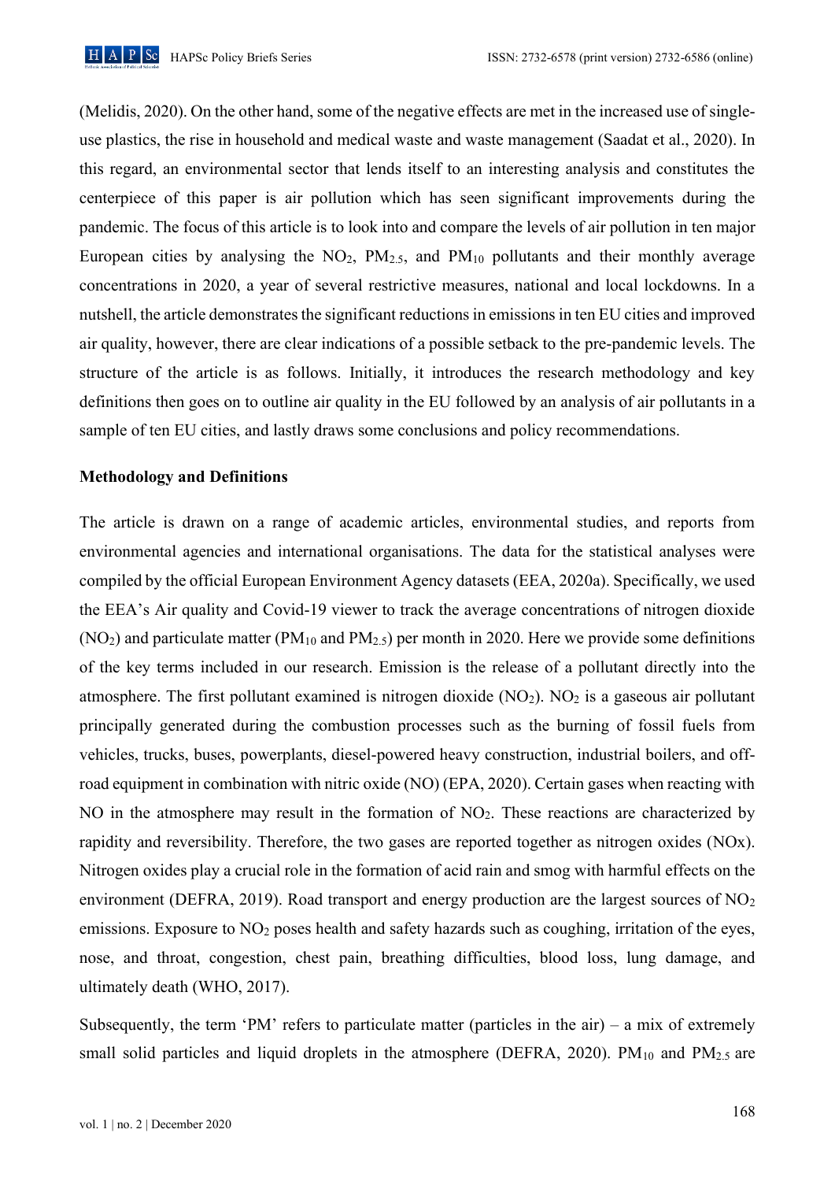(Melidis, 2020). On the other hand, some of the negative effects are met in the increased use of single-use plastics, the rise in household and medical waste and waste management (Saadat et al., 2020). In this regard, an environmental sector that lends itself to an interesting analysis and constitutes the centerpiece of this paper is air pollution which has seen significant improvements during the pandemic. The focus of this article is to look into and compare the levels of air pollution in ten major European cities by analysing the $NO_2$, $PM_{2.5}$, and $PM_{10}$ pollutants and their monthly average concentrations in 2020, a year of several restrictive measures, national and local lockdowns. In a nutshell, the article demonstrates the significant reductions in emissions in ten EU cities and improved air quality, however, there are clear indications of a possible setback to the pre-pandemic levels. The structure of the article is as follows. Initially, it introduces the research methodology and key definitions then goes on to outline air quality in the EU followed by an analysis of air pollutants in a sample of ten EU cities, and lastly draws some conclusions and policy recommendations.

**Methodology and Definitions**

The article is drawn on a range of academic articles, environmental studies, and reports from environmental agencies and international organisations. The data for the statistical analyses were compiled by the official European Environment Agency datasets (EEA, 2020a). Specifically, we used the EEA's Air quality and Covid-19 viewer to track the average concentrations of nitrogen dioxide ($NO_2$) and particulate matter ($PM_{10}$ and $PM_{2.5}$) per month in 2020. Here we provide some definitions of the key terms included in our research. Emission is the release of a pollutant directly into the atmosphere. The first pollutant examined is nitrogen dioxide ($NO_2$). $NO_2$ is a gaseous air pollutant principally generated during the combustion processes such as the burning of fossil fuels from vehicles, trucks, buses, powerplants, diesel-powered heavy construction, industrial boilers, and off-road equipment in combination with nitric oxide (NO) (EPA, 2020). Certain gases when reacting with NO in the atmosphere may result in the formation of $NO_2$. These reactions are characterized by rapidity and reversibility. Therefore, the two gases are reported together as nitrogen oxides (NOx). Nitrogen oxides play a crucial role in the formation of acid rain and smog with harmful effects on the environment (DEFRA, 2019). Road transport and energy production are the largest sources of $NO_2$ emissions. Exposure to $NO_2$ poses health and safety hazards such as coughing, irritation of the eyes, nose, and throat, congestion, chest pain, breathing difficulties, blood loss, lung damage, and ultimately death (WHO, 2017).

Subsequently, the term 'PM' refers to particulate matter (particles in the air) – a mix of extremely small solid particles and liquid droplets in the atmosphere (DEFRA, 2020). $PM_{10}$ and $PM_{2.5}$ are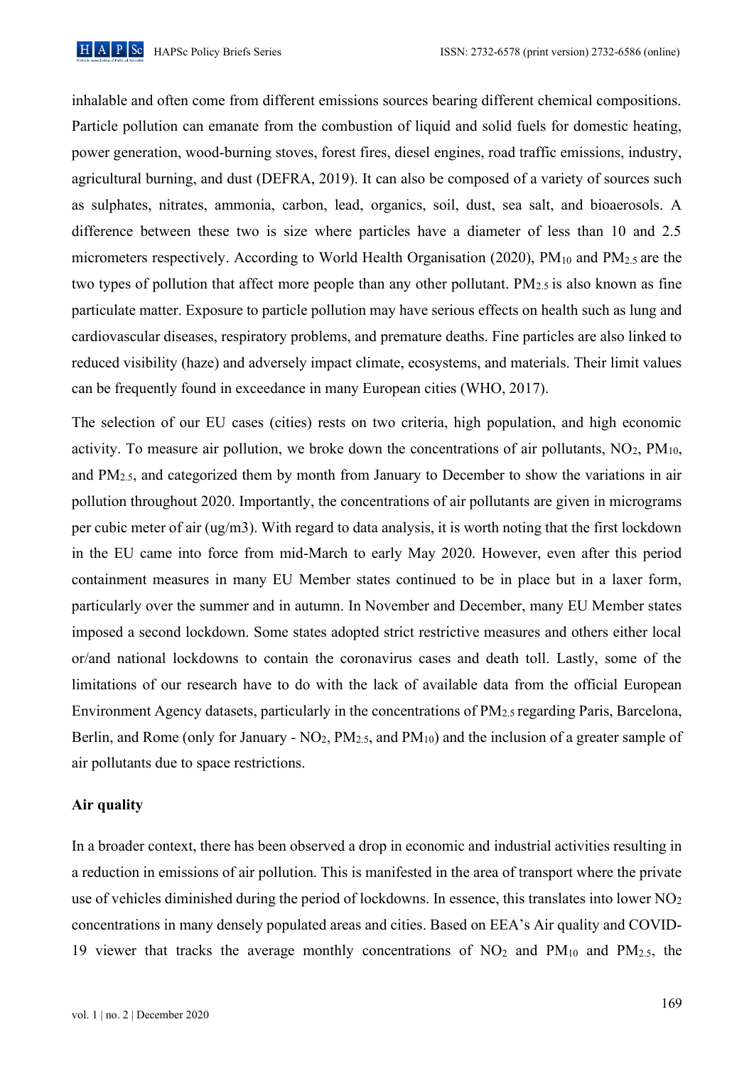inhalable and often come from different emissions sources bearing different chemical compositions. Particle pollution can emanate from the combustion of liquid and solid fuels for domestic heating, power generation, wood-burning stoves, forest fires, diesel engines, road traffic emissions, industry, agricultural burning, and dust (DEFRA, 2019). It can also be composed of a variety of sources such as sulphates, nitrates, ammonia, carbon, lead, organics, soil, dust, sea salt, and bioaerosols. A difference between these two is size where particles have a diameter of less than 10 and 2.5 micrometers respectively. According to World Health Organisation (2020), $PM_{10}$ and $PM_{2.5}$ are the two types of pollution that affect more people than any other pollutant. $PM_{2.5}$ is also known as fine particulate matter. Exposure to particle pollution may have serious effects on health such as lung and cardiovascular diseases, respiratory problems, and premature deaths. Fine particles are also linked to reduced visibility (haze) and adversely impact climate, ecosystems, and materials. Their limit values can be frequently found in exceedance in many European cities (WHO, 2017).

The selection of our EU cases (cities) rests on two criteria, high population, and high economic activity. To measure air pollution, we broke down the concentrations of air pollutants, $NO_2$, $PM_{10}$, and $PM_{2.5}$, and categorized them by month from January to December to show the variations in air pollution throughout 2020. Importantly, the concentrations of air pollutants are given in micrograms per cubic meter of air (ug/m3). With regard to data analysis, it is worth noting that the first lockdown in the EU came into force from mid-March to early May 2020. However, even after this period containment measures in many EU Member states continued to be in place but in a laxer form, particularly over the summer and in autumn. In November and December, many EU Member states imposed a second lockdown. Some states adopted strict restrictive measures and others either local or/and national lockdowns to contain the coronavirus cases and death toll. Lastly, some of the limitations of our research have to do with the lack of available data from the official European Environment Agency datasets, particularly in the concentrations of $PM_{2.5}$ regarding Paris, Barcelona, Berlin, and Rome (only for January - $NO_2$, $PM_{2.5}$, and $PM_{10}$) and the inclusion of a greater sample of air pollutants due to space restrictions.

**Air quality**

In a broader context, there has been observed a drop in economic and industrial activities resulting in a reduction in emissions of air pollution. This is manifested in the area of transport where the private use of vehicles diminished during the period of lockdowns. In essence, this translates into lower $NO_2$ concentrations in many densely populated areas and cities. Based on EEA's Air quality and COVID-19 viewer that tracks the average monthly concentrations of $NO_2$ and $PM_{10}$ and $PM_{2.5}$, the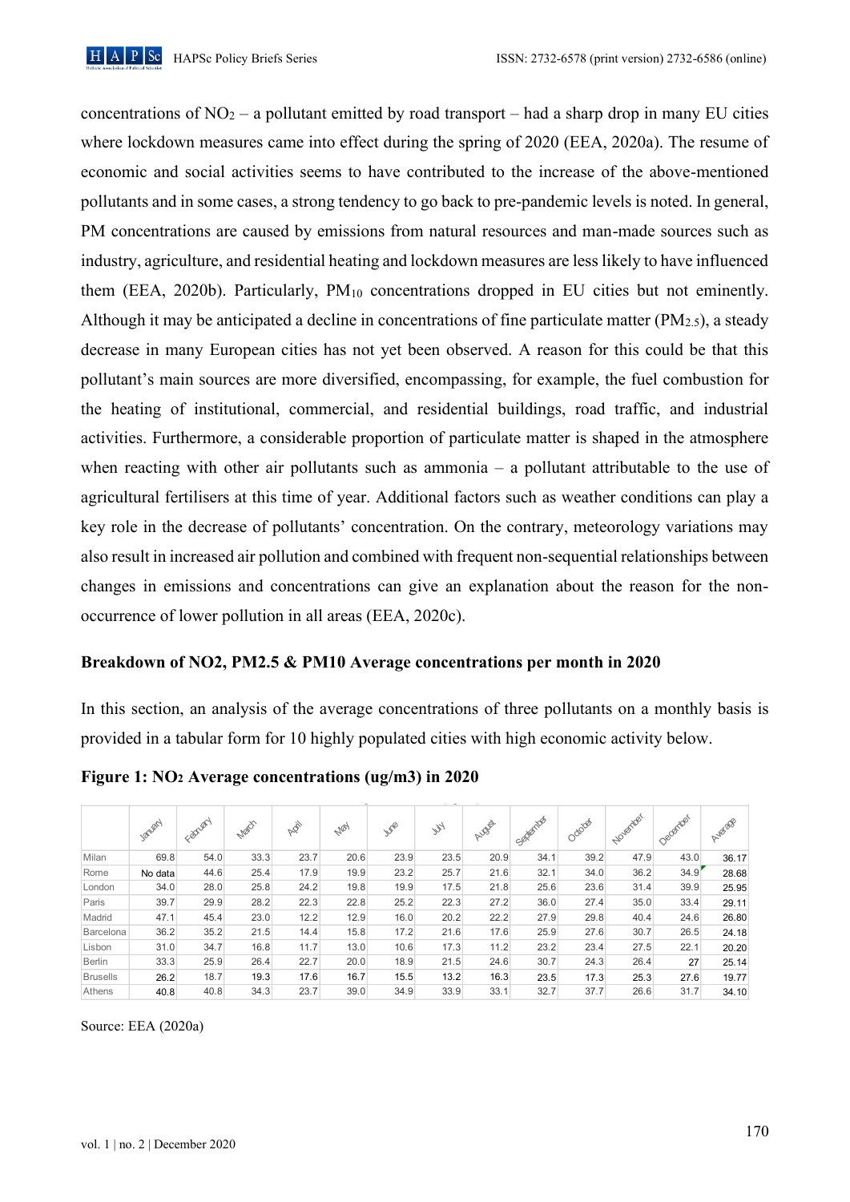concentrations of $NO_2$ – a pollutant emitted by road transport – had a sharp drop in many EU cities where lockdown measures came into effect during the spring of 2020 (EEA, 2020a). The resume of economic and social activities seems to have contributed to the increase of the above-mentioned pollutants and in some cases, a strong tendency to go back to pre-pandemic levels is noted. In general, PM concentrations are caused by emissions from natural resources and man-made sources such as industry, agriculture, and residential heating and lockdown measures are less likely to have influenced them (EEA, 2020b). Particularly, $PM_{10}$ concentrations dropped in EU cities but not eminently. Although it may be anticipated a decline in concentrations of fine particulate matter ($PM_{2.5}$), a steady decrease in many European cities has not yet been observed. A reason for this could be that this pollutant's main sources are more diversified, encompassing, for example, the fuel combustion for the heating of institutional, commercial, and residential buildings, road traffic, and industrial activities. Furthermore, a considerable proportion of particulate matter is shaped in the atmosphere when reacting with other air pollutants such as ammonia – a pollutant attributable to the use of agricultural fertilisers at this time of year. Additional factors such as weather conditions can play a key role in the decrease of pollutants' concentration. On the contrary, meteorology variations may also result in increased air pollution and combined with frequent non-sequential relationships between changes in emissions and concentrations can give an explanation about the reason for the non-occurrence of lower pollution in all areas (EEA, 2020c).

**Breakdown of NO2, PM2.5 & PM10 Average concentrations per month in 2020**

In this section, an analysis of the average concentrations of three pollutants on a monthly basis is provided in a tabular form for 10 highly populated cities with high economic activity below.

**Figure 1: $NO_2$ Average concentrations (ug/m3) in 2020**

| | January | February | March | April | May | June | July | August | September | October | November | December | Average |
|---|---|---|---|---|---|---|---|---|---|---|---|---|---|
| Milan | 69.8 | 54.0 | 33.3 | 23.7 | 20.6 | 23.9 | 23.5 | 20.9 | 34.1 | 39.2 | 47.9 | 43.0 | 36.17 |
| Rome | No data | 44.6 | 25.4 | 17.9 | 19.9 | 23.2 | 25.7 | 21.6 | 32.1 | 34.0 | 36.2 | 34.9 | 28.68 |
| London | 34.0 | 28.0 | 25.8 | 24.2 | 19.8 | 19.9 | 17.5 | 21.8 | 25.6 | 23.6 | 31.4 | 39.9 | 25.95 |
| Paris | 39.7 | 29.9 | 28.2 | 22.3 | 22.8 | 25.2 | 22.3 | 27.2 | 36.0 | 27.4 | 35.0 | 33.4 | 29.11 |
| Madrid | 47.1 | 45.4 | 23.0 | 12.2 | 12.9 | 16.0 | 20.2 | 22.2 | 27.9 | 29.8 | 40.4 | 24.6 | 26.80 |
| Barcelona | 36.2 | 35.2 | 21.5 | 14.4 | 15.8 | 17.2 | 21.6 | 17.6 | 25.9 | 27.6 | 30.7 | 26.5 | 24.18 |
| Lisbon | 31.0 | 34.7 | 16.8 | 11.7 | 13.0 | 10.6 | 17.3 | 11.2 | 23.2 | 23.4 | 27.5 | 22.1 | 20.20 |
| Berlin | 33.3 | 25.9 | 26.4 | 22.7 | 20.0 | 18.9 | 21.5 | 24.6 | 30.7 | 24.3 | 26.4 | 27 | 25.14 |
| Brusells | 26.2 | 18.7 | 19.3 | 17.6 | 16.7 | 15.5 | 13.2 | 16.3 | 23.5 | 17.3 | 25.3 | 27.6 | 19.77 |
| Athens | 40.8 | 40.8 | 34.3 | 23.7 | 39.0 | 34.9 | 33.9 | 33.1 | 32.7 | 37.7 | 26.6 | 31.7 | 34.10 |

Source: EEA (2020a)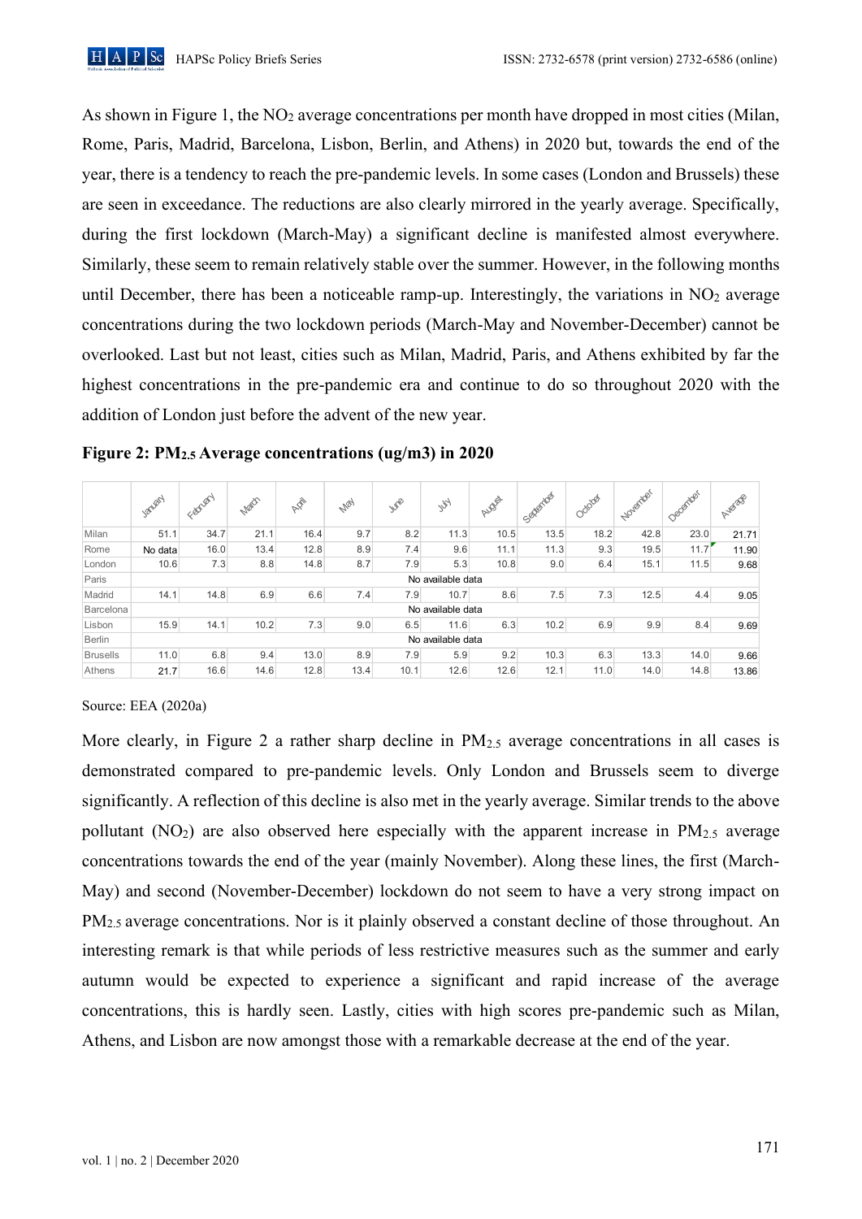As shown in Figure 1, the $NO_2$ average concentrations per month have dropped in most cities (Milan, Rome, Paris, Madrid, Barcelona, Lisbon, Berlin, and Athens) in 2020 but, towards the end of the year, there is a tendency to reach the pre-pandemic levels. In some cases (London and Brussels) these are seen in exceedance. The reductions are also clearly mirrored in the yearly average. Specifically, during the first lockdown (March-May) a significant decline is manifested almost everywhere. Similarly, these seem to remain relatively stable over the summer. However, in the following months until December, there has been a noticeable ramp-up. Interestingly, the variations in $NO_2$ average concentrations during the two lockdown periods (March-May and November-December) cannot be overlooked. Last but not least, cities such as Milan, Madrid, Paris, and Athens exhibited by far the highest concentrations in the pre-pandemic era and continue to do so throughout 2020 with the addition of London just before the advent of the new year.

**Figure 2: $PM_{2.5}$ Average concentrations (ug/m3) in 2020**

| | January | February | March | April | May | June | July | August | September | October | November | December | Average |
|---|---|---|---|---|---|---|---|---|---|---|---|---|---|
| Milan | 51.1 | 34.7 | 21.1 | 16.4 | 9.7 | 8.2 | 11.3 | 10.5 | 13.5 | 18.2 | 42.8 | 23.0 | 21.71 |
| Rome | No data | 16.0 | 13.4 | 12.8 | 8.9 | 7.4 | 9.6 | 11.1 | 11.3 | 9.3 | 19.5 | 11.7 | 11.90 |
| London | 10.6 | 7.3 | 8.8 | 14.8 | 8.7 | 7.9 | 5.3 | 10.8 | 9.0 | 6.4 | 15.1 | 11.5 | 9.68 |
| Paris | No available data | | | | | | | | | | | | |
| Madrid | 14.1 | 14.8 | 6.9 | 6.6 | 7.4 | 7.9 | 10.7 | 8.6 | 7.5 | 7.3 | 12.5 | 4.4 | 9.05 |
| Barcelona | No available data | | | | | | | | | | | | |
| Lisbon | 15.9 | 14.1 | 10.2 | 7.3 | 9.0 | 6.5 | 11.6 | 6.3 | 10.2 | 6.9 | 9.9 | 8.4 | 9.69 |
| Berlin | No available data | | | | | | | | | | | | |
| Brusells | 11.0 | 6.8 | 9.4 | 13.0 | 8.9 | 7.9 | 5.9 | 9.2 | 10.3 | 6.3 | 13.3 | 14.0 | 9.66 |
| Athens | 21.7 | 16.6 | 14.6 | 12.8 | 13.4 | 10.1 | 12.6 | 12.6 | 12.1 | 11.0 | 14.0 | 14.8 | 13.86 |

Source: EEA (2020a)

More clearly, in Figure 2 a rather sharp decline in $PM_{2.5}$ average concentrations in all cases is demonstrated compared to pre-pandemic levels. Only London and Brussels seem to diverge significantly. A reflection of this decline is also met in the yearly average. Similar trends to the above pollutant ($NO_2$) are also observed here especially with the apparent increase in $PM_{2.5}$ average concentrations towards the end of the year (mainly November). Along these lines, the first (March-May) and second (November-December) lockdown do not seem to have a very strong impact on $PM_{2.5}$ average concentrations. Nor is it plainly observed a constant decline of those throughout. An interesting remark is that while periods of less restrictive measures such as the summer and early autumn would be expected to experience a significant and rapid increase of the average concentrations, this is hardly seen. Lastly, cities with high scores pre-pandemic such as Milan, Athens, and Lisbon are now amongst those with a remarkable decrease at the end of the year.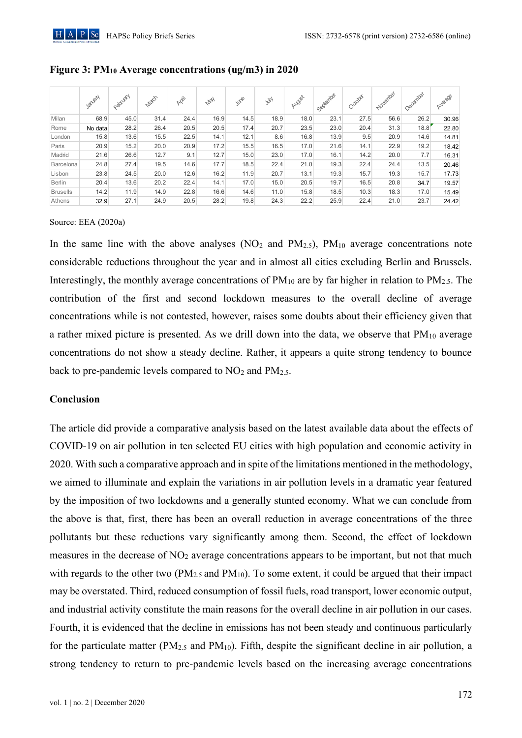**Figure 3: $PM_{10}$ Average concentrations (ug/m3) in 2020**

| | January | February | March | April | May | June | July | August | September | October | November | December | Average |
|---|---|---|---|---|---|---|---|---|---|---|---|---|---|
| Milan | 68.9 | 45.0 | 31.4 | 24.4 | 16.9 | 14.5 | 18.9 | 18.0 | 23.1 | 27.5 | 56.6 | 26.2 | 30.96 |
| Rome | No data | 28.2 | 26.4 | 20.5 | 20.5 | 17.4 | 20.7 | 23.5 | 23.0 | 20.4 | 31.3 | 18.8 | 22.80 |
| London | 15.8 | 13.6 | 15.5 | 22.5 | 14.1 | 12.1 | 8.6 | 16.8 | 13.9 | 9.5 | 20.9 | 14.6 | 14.81 |
| Paris | 20.9 | 15.2 | 20.0 | 20.9 | 17.2 | 15.5 | 16.5 | 17.0 | 21.6 | 14.1 | 22.9 | 19.2 | 18.42 |
| Madrid | 21.6 | 26.6 | 12.7 | 9.1 | 12.7 | 15.0 | 23.0 | 17.0 | 16.1 | 14.2 | 20.0 | 7.7 | 16.31 |
| Barcelona | 24.8 | 27.4 | 19.5 | 14.6 | 17.7 | 18.5 | 22.4 | 21.0 | 19.3 | 22.4 | 24.4 | 13.5 | 20.46 |
| Lisbon | 23.8 | 24.5 | 20.0 | 12.6 | 16.2 | 11.9 | 20.7 | 13.1 | 19.3 | 15.7 | 19.3 | 15.7 | 17.73 |
| Berlin | 20.4 | 13.6 | 20.2 | 22.4 | 14.1 | 17.0 | 15.0 | 20.5 | 19.7 | 16.5 | 20.8 | 34.7 | 19.57 |
| Brusells | 14.2 | 11.9 | 14.9 | 22.8 | 16.6 | 14.6 | 11.0 | 15.8 | 18.5 | 10.3 | 18.3 | 17.0 | 15.49 |
| Athens | 32.9 | 27.1 | 24.9 | 20.5 | 28.2 | 19.8 | 24.3 | 22.2 | 25.9 | 22.4 | 21.0 | 23.7 | 24.42 |

Source: EEA (2020a)

In the same line with the above analyses ($NO_2$ and $PM_{2.5}$), $PM_{10}$ average concentrations note considerable reductions throughout the year and in almost all cities excluding Berlin and Brussels. Interestingly, the monthly average concentrations of $PM_{10}$ are by far higher in relation to $PM_{2.5}$. The contribution of the first and second lockdown measures to the overall decline of average concentrations while is not contested, however, raises some doubts about their efficiency given that a rather mixed picture is presented. As we drill down into the data, we observe that $PM_{10}$ average concentrations do not show a steady decline. Rather, it appears a quite strong tendency to bounce back to pre-pandemic levels compared to $NO_2$ and $PM_{2.5}$.

## Conclusion

The article did provide a comparative analysis based on the latest available data about the effects of COVID-19 on air pollution in ten selected EU cities with high population and economic activity in 2020. With such a comparative approach and in spite of the limitations mentioned in the methodology, we aimed to illuminate and explain the variations in air pollution levels in a dramatic year featured by the imposition of two lockdowns and a generally stunted economy. What we can conclude from the above is that, first, there has been an overall reduction in average concentrations of the three pollutants but these reductions vary significantly among them. Second, the effect of lockdown measures in the decrease of $NO_2$ average concentrations appears to be important, but not that much with regards to the other two ($PM_{2.5}$ and $PM_{10}$). To some extent, it could be argued that their impact may be overstated. Third, reduced consumption of fossil fuels, road transport, lower economic output, and industrial activity constitute the main reasons for the overall decline in air pollution in our cases. Fourth, it is evidenced that the decline in emissions has not been steady and continuous particularly for the particulate matter ($PM_{2.5}$ and $PM_{10}$). Fifth, despite the significant decline in air pollution, a strong tendency to return to pre-pandemic levels based on the increasing average concentrations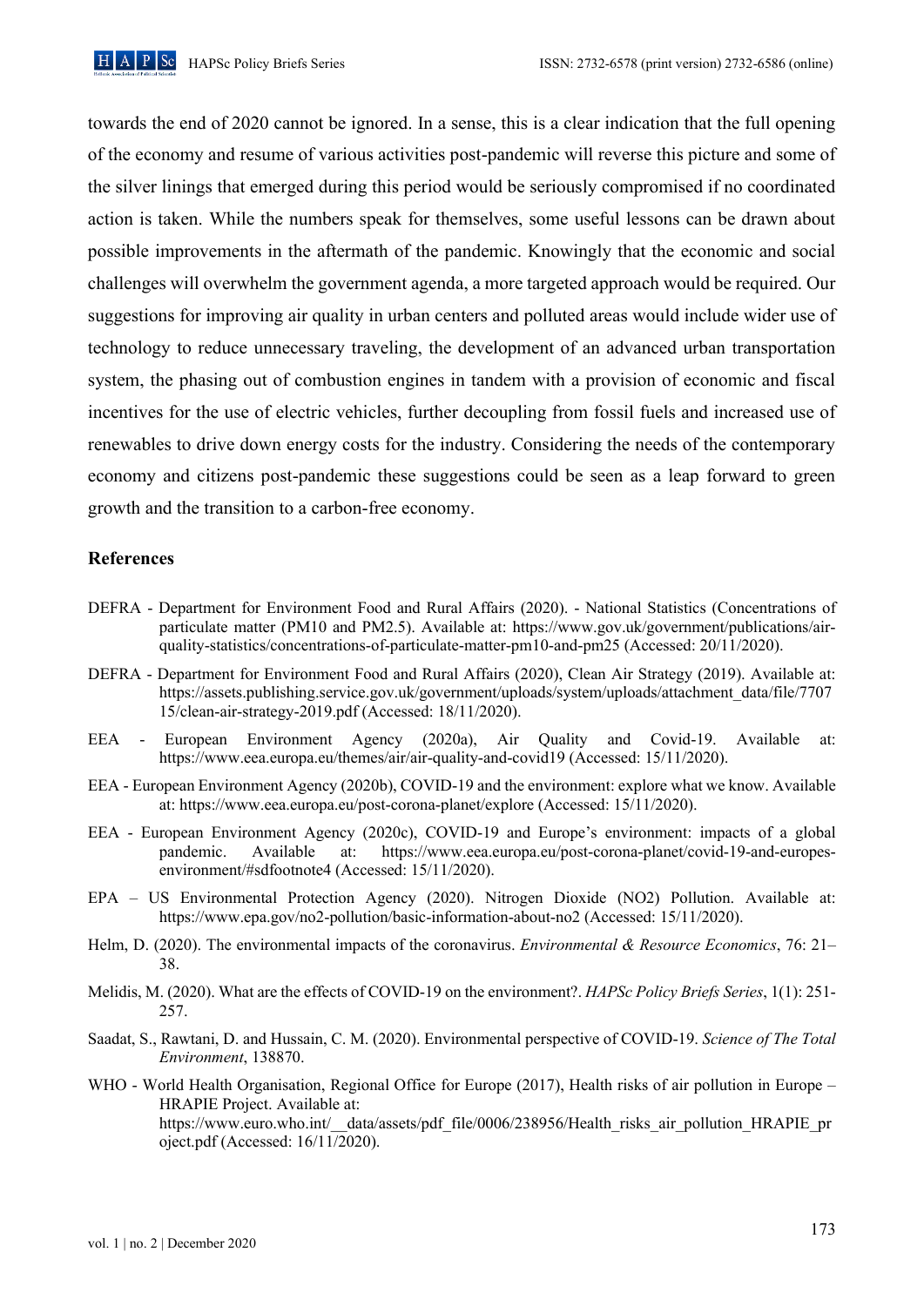towards the end of 2020 cannot be ignored. In a sense, this is a clear indication that the full opening of the economy and resume of various activities post-pandemic will reverse this picture and some of the silver linings that emerged during this period would be seriously compromised if no coordinated action is taken. While the numbers speak for themselves, some useful lessons can be drawn about possible improvements in the aftermath of the pandemic. Knowingly that the economic and social challenges will overwhelm the government agenda, a more targeted approach would be required. Our suggestions for improving air quality in urban centers and polluted areas would include wider use of technology to reduce unnecessary traveling, the development of an advanced urban transportation system, the phasing out of combustion engines in tandem with a provision of economic and fiscal incentives for the use of electric vehicles, further decoupling from fossil fuels and increased use of renewables to drive down energy costs for the industry. Considering the needs of the contemporary economy and citizens post-pandemic these suggestions could be seen as a leap forward to green growth and the transition to a carbon-free economy.

## References

DEFRA - Department for Environment Food and Rural Affairs (2020). - National Statistics (Concentrations of particulate matter (PM10 and PM2.5). Available at: https://www.gov.uk/government/publications/air-quality-statistics/concentrations-of-particulate-matter-pm10-and-pm25 (Accessed: 20/11/2020).

DEFRA - Department for Environment Food and Rural Affairs (2020), Clean Air Strategy (2019). Available at: https://assets.publishing.service.gov.uk/government/uploads/system/uploads/attachment_data/file/770715/clean-air-strategy-2019.pdf (Accessed: 18/11/2020).

EEA - European Environment Agency (2020a), Air Quality and Covid-19. Available at: https://www.eea.europa.eu/themes/air/air-quality-and-covid19 (Accessed: 15/11/2020).

EEA - European Environment Agency (2020b), COVID-19 and the environment: explore what we know. Available at: https://www.eea.europa.eu/post-corona-planet/explore (Accessed: 15/11/2020).

EEA - European Environment Agency (2020c), COVID-19 and Europe's environment: impacts of a global pandemic. Available at: https://www.eea.europa.eu/post-corona-planet/covid-19-and-europes-environment/#sdfootnote4 (Accessed: 15/11/2020).

EPA – US Environmental Protection Agency (2020). Nitrogen Dioxide (NO2) Pollution. Available at: https://www.epa.gov/no2-pollution/basic-information-about-no2 (Accessed: 15/11/2020).

Helm, D. (2020). The environmental impacts of the coronavirus. *Environmental & Resource Economics*, 76: 21–38.

Melidis, M. (2020). What are the effects of COVID-19 on the environment?. *HAPSc Policy Briefs Series*, 1(1): 251-257.

Saadat, S., Rawtani, D. and Hussain, C. M. (2020). Environmental perspective of COVID-19. *Science of The Total Environment*, 138870.

WHO - World Health Organisation, Regional Office for Europe (2017), Health risks of air pollution in Europe – HRAPIE Project. Available at: https://www.euro.who.int/__data/assets/pdf_file/0006/238956/Health_risks_air_pollution_HRAPIE_project.pdf (Accessed: 16/11/2020).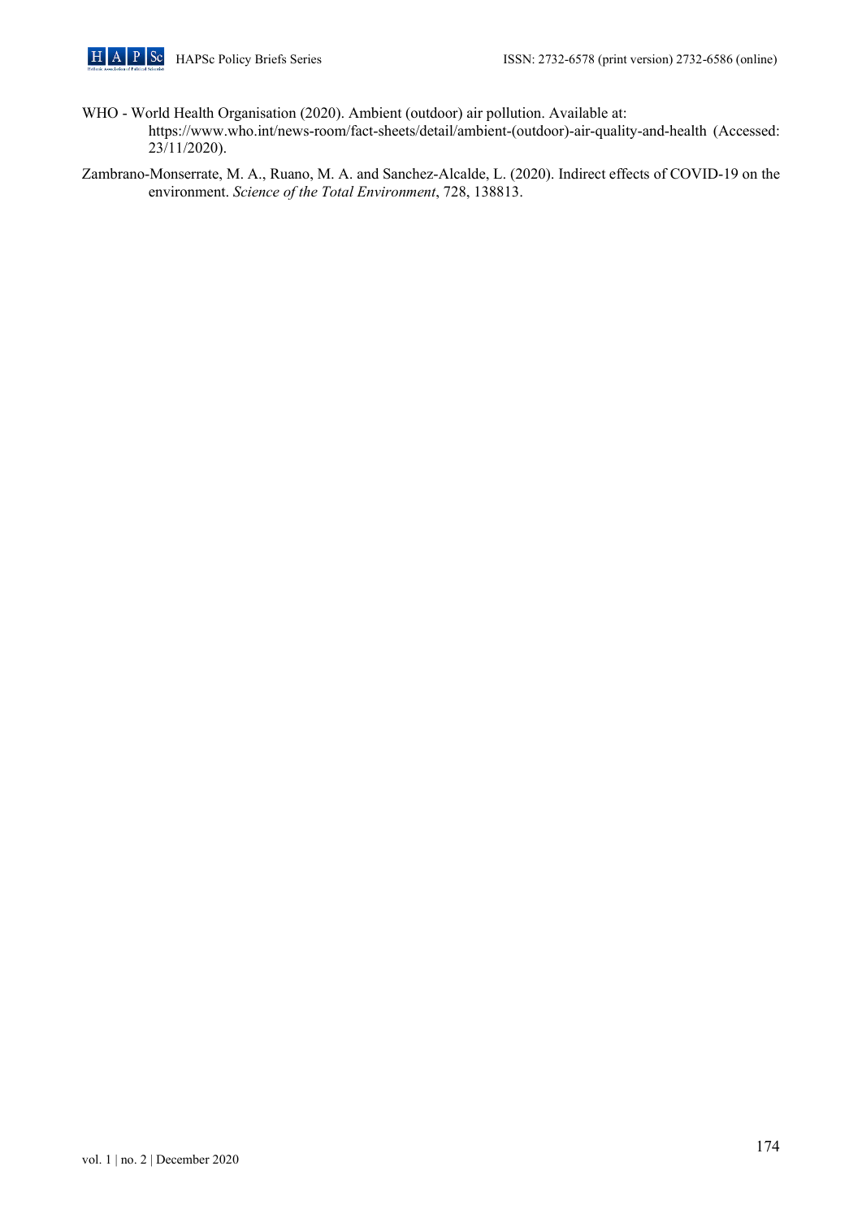WHO - World Health Organisation (2020). Ambient (outdoor) air pollution. Available at: https://www.who.int/news-room/fact-sheets/detail/ambient-(outdoor)-air-quality-and-health (Accessed: 23/11/2020).

Zambrano-Monserrate, M. A., Ruano, M. A. and Sanchez-Alcalde, L. (2020). Indirect effects of COVID-19 on the environment. *Science of the Total Environment*, 728, 138813.